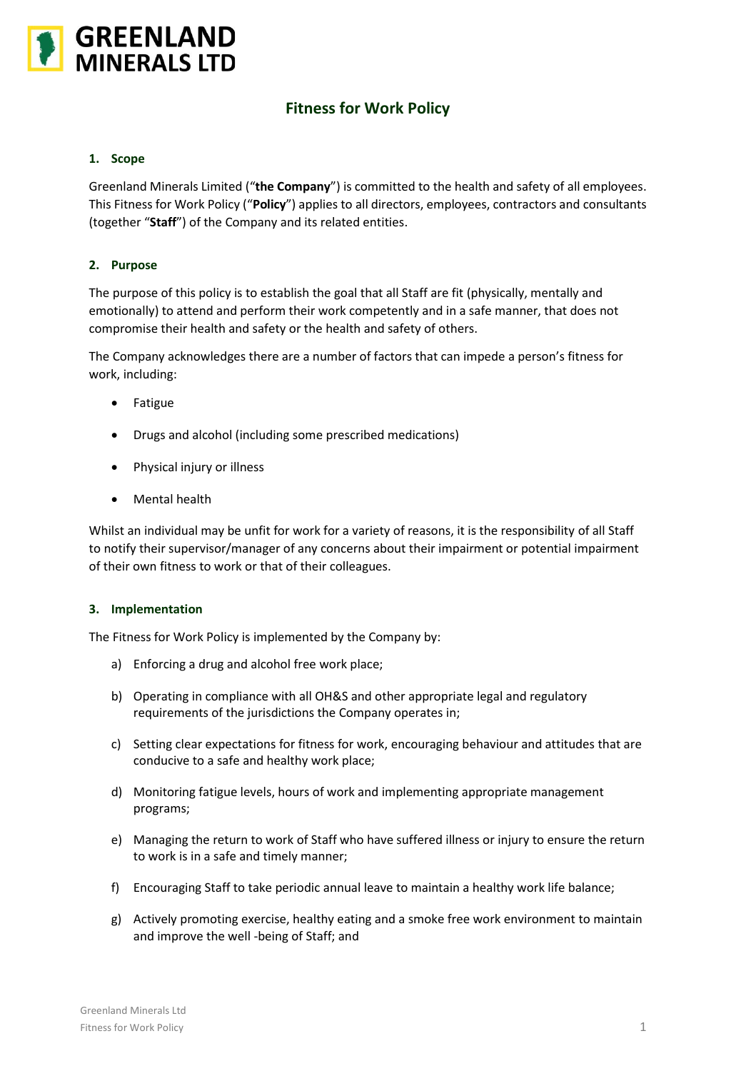GREENLAND MINERALS LTD

# Fitness for Work Policy

## 1. Scope

Greenland Minerals Limited ("**the Company**") is committed to the health and safety of all employees. This Fitness for Work Policy ("**Policy**") applies to all directors, employees, contractors and consultants (together "**Staff**") of the Company and its related entities.

## 2. Purpose

The purpose of this policy is to establish the goal that all Staff are fit (physically, mentally and emotionally) to attend and perform their work competently and in a safe manner, that does not compromise their health and safety or the health and safety of others.

The Company acknowledges there are a number of factors that can impede a person's fitness for work, including:

- Fatigue
- Drugs and alcohol (including some prescribed medications)
- Physical injury or illness
- Mental health

Whilst an individual may be unfit for work for a variety of reasons, it is the responsibility of all Staff to notify their supervisor/manager of any concerns about their impairment or potential impairment of their own fitness to work or that of their colleagues.

## 3. Implementation

The Fitness for Work Policy is implemented by the Company by:

a) Enforcing a drug and alcohol free work place;

b) Operating in compliance with all OH&S and other appropriate legal and regulatory requirements of the jurisdictions the Company operates in;

c) Setting clear expectations for fitness for work, encouraging behaviour and attitudes that are conducive to a safe and healthy work place;

d) Monitoring fatigue levels, hours of work and implementing appropriate management programs;

e) Managing the return to work of Staff who have suffered illness or injury to ensure the return to work is in a safe and timely manner;

f) Encouraging Staff to take periodic annual leave to maintain a healthy work life balance;

g) Actively promoting exercise, healthy eating and a smoke free work environment to maintain and improve the well -being of Staff; and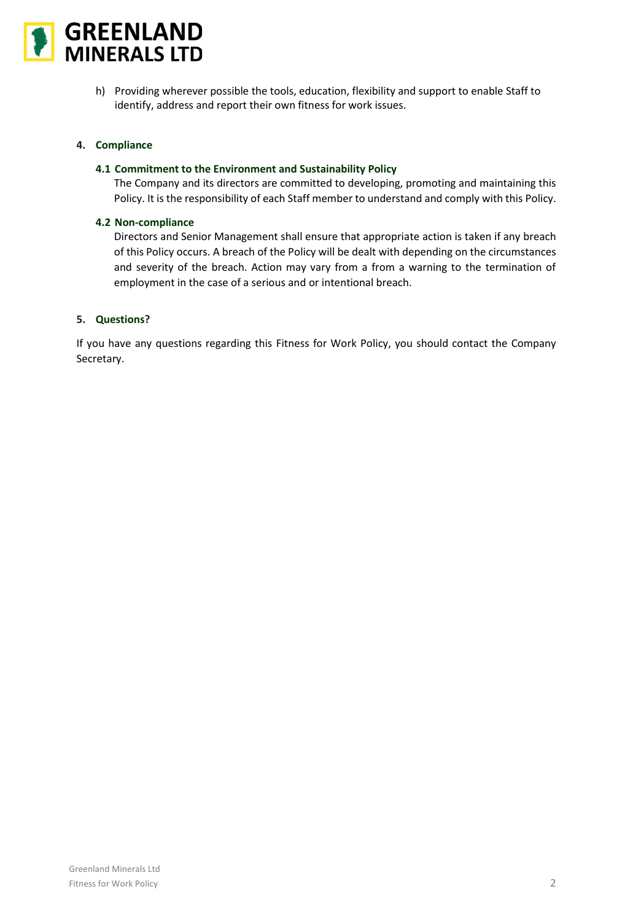h) Providing wherever possible the tools, education, flexibility and support to enable Staff to identify, address and report their own fitness for work issues.

## 4. Compliance

### 4.1 Commitment to the Environment and Sustainability Policy

The Company and its directors are committed to developing, promoting and maintaining this Policy. It is the responsibility of each Staff member to understand and comply with this Policy.

### 4.2 Non-compliance

Directors and Senior Management shall ensure that appropriate action is taken if any breach of this Policy occurs. A breach of the Policy will be dealt with depending on the circumstances and severity of the breach. Action may vary from a from a warning to the termination of employment in the case of a serious and or intentional breach.

## 5. Questions?

If you have any questions regarding this Fitness for Work Policy, you should contact the Company Secretary.